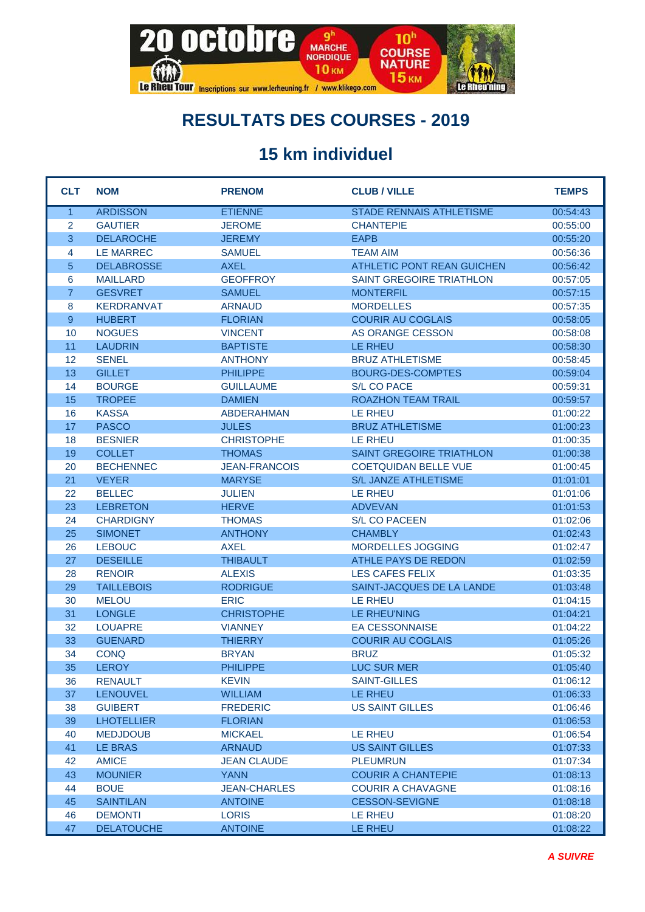# RESULTATS DES COURSES - 2019

## 15 km individuel

| CLT | NOM | PRENOM | CLUB / VILLE | TEMPS |
|---|---|---|---|---|
| 1 | ARDISSON | ETIENNE | STADE RENNAIS ATHLETISME | 00:54:43 |
| 2 | GAUTIER | JEROME | CHANTEPIE | 00:55:00 |
| 3 | DELAROCHE | JEREMY | EAPB | 00:55:20 |
| 4 | LE MARREC | SAMUEL | TEAM AIM | 00:56:36 |
| 5 | DELABROSSE | AXEL | ATHLETIC PONT REAN GUICHEN | 00:56:42 |
| 6 | MAILLARD | GEOFFROY | SAINT GREGOIRE TRIATHLON | 00:57:05 |
| 7 | GESVRET | SAMUEL | MONTERFIL | 00:57:15 |
| 8 | KERDRANVAT | ARNAUD | MORDELLES | 00:57:35 |
| 9 | HUBERT | FLORIAN | COURIR AU COGLAIS | 00:58:05 |
| 10 | NOGUES | VINCENT | AS ORANGE CESSON | 00:58:08 |
| 11 | LAUDRIN | BAPTISTE | LE RHEU | 00:58:30 |
| 12 | SENEL | ANTHONY | BRUZ ATHLETISME | 00:58:45 |
| 13 | GILLET | PHILIPPE | BOURG-DES-COMPTES | 00:59:04 |
| 14 | BOURGE | GUILLAUME | S/L CO PACE | 00:59:31 |
| 15 | TROPEE | DAMIEN | ROAZHON TEAM TRAIL | 00:59:57 |
| 16 | KASSA | ABDERAHMAN | LE RHEU | 01:00:22 |
| 17 | PASCO | JULES | BRUZ ATHLETISME | 01:00:23 |
| 18 | BESNIER | CHRISTOPHE | LE RHEU | 01:00:35 |
| 19 | COLLET | THOMAS | SAINT GREGOIRE TRIATHLON | 01:00:38 |
| 20 | BECHENNEC | JEAN-FRANCOIS | COETQUIDAN BELLE VUE | 01:00:45 |
| 21 | VEYER | MARYSE | S/L JANZE ATHLETISME | 01:01:01 |
| 22 | BELLEC | JULIEN | LE RHEU | 01:01:06 |
| 23 | LEBRETON | HERVE | ADVEVAN | 01:01:53 |
| 24 | CHARDIGNY | THOMAS | S/L CO PACEEN | 01:02:06 |
| 25 | SIMONET | ANTHONY | CHAMBLY | 01:02:43 |
| 26 | LEBOUC | AXEL | MORDELLES JOGGING | 01:02:47 |
| 27 | DESEILLE | THIBAULT | ATHLE PAYS DE REDON | 01:02:59 |
| 28 | RENOIR | ALEXIS | LES CAFES FELIX | 01:03:35 |
| 29 | TAILLEBOIS | RODRIGUE | SAINT-JACQUES DE LA LANDE | 01:03:48 |
| 30 | MELOU | ERIC | LE RHEU | 01:04:15 |
| 31 | LONGLE | CHRISTOPHE | LE RHEU'NING | 01:04:21 |
| 32 | LOUAPRE | VIANNEY | EA CESSONNAISE | 01:04:22 |
| 33 | GUENARD | THIERRY | COURIR AU COGLAIS | 01:05:26 |
| 34 | CONQ | BRYAN | BRUZ | 01:05:32 |
| 35 | LEROY | PHILIPPE | LUC SUR MER | 01:05:40 |
| 36 | RENAULT | KEVIN | SAINT-GILLES | 01:06:12 |
| 37 | LENOUVEL | WILLIAM | LE RHEU | 01:06:33 |
| 38 | GUIBERT | FREDERIC | US SAINT GILLES | 01:06:46 |
| 39 | LHOTELLIER | FLORIAN | | 01:06:53 |
| 40 | MEDJDOUB | MICKAEL | LE RHEU | 01:06:54 |
| 41 | LE BRAS | ARNAUD | US SAINT GILLES | 01:07:33 |
| 42 | AMICE | JEAN CLAUDE | PLEUMRUN | 01:07:34 |
| 43 | MOUNIER | YANN | COURIR A CHANTEPIE | 01:08:13 |
| 44 | BOUE | JEAN-CHARLES | COURIR A CHAVAGNE | 01:08:16 |
| 45 | SAINTILAN | ANTOINE | CESSON-SEVIGNE | 01:08:18 |
| 46 | DEMONTI | LORIS | LE RHEU | 01:08:20 |
| 47 | DELATOUCHE | ANTOINE | LE RHEU | 01:08:22 |

***A SUIVRE***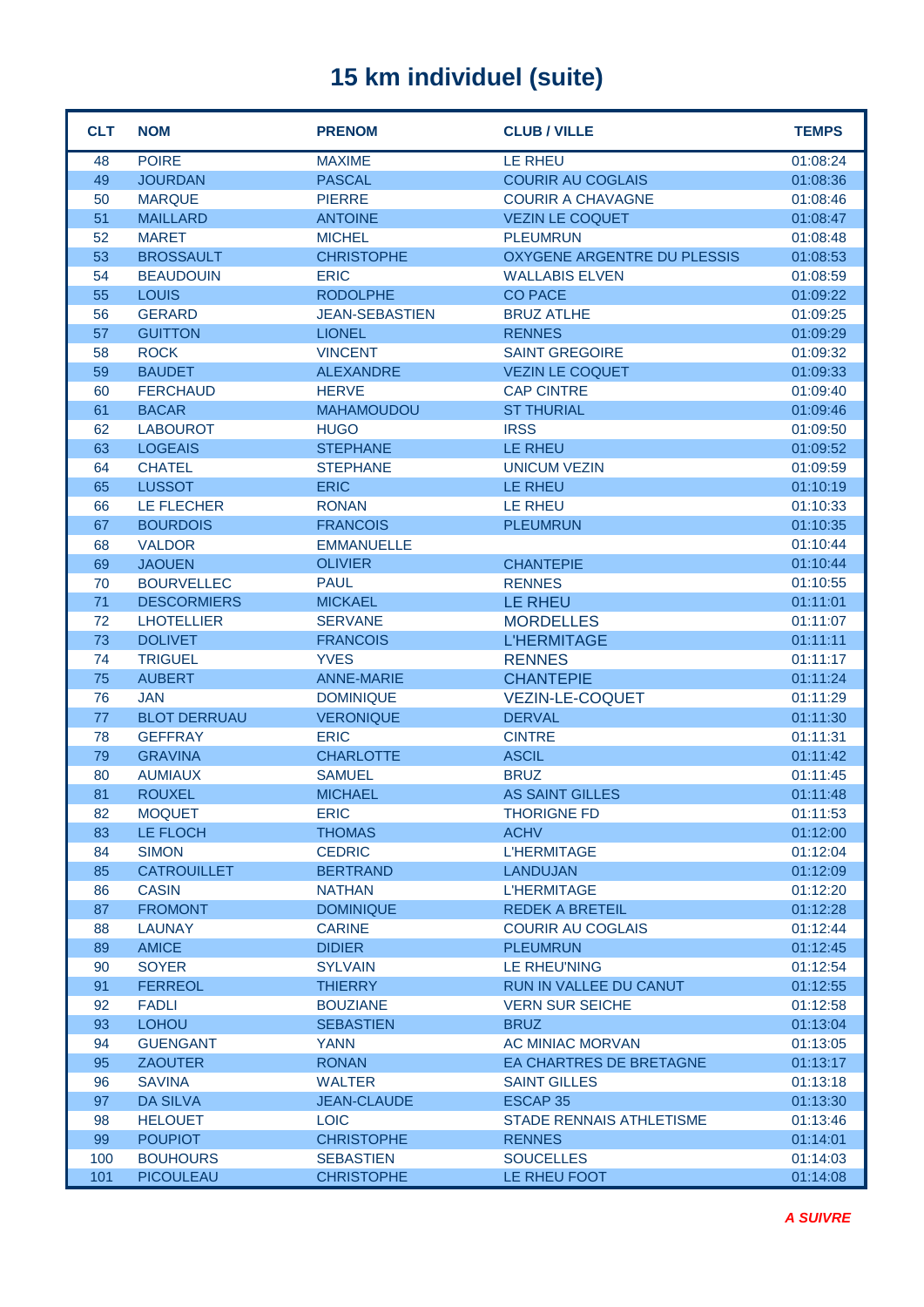# 15 km individuel (suite)

| CLT | NOM | PRENOM | CLUB / VILLE | TEMPS |
|---|---|---|---|---|
| 48 | POIRE | MAXIME | LE RHEU | 01:08:24 |
| 49 | JOURDAN | PASCAL | COURIR AU COGLAIS | 01:08:36 |
| 50 | MARQUE | PIERRE | COURIR A CHAVAGNE | 01:08:46 |
| 51 | MAILLARD | ANTOINE | VEZIN LE COQUET | 01:08:47 |
| 52 | MARET | MICHEL | PLEUMRUN | 01:08:48 |
| 53 | BROSSAULT | CHRISTOPHE | OXYGENE ARGENTRE DU PLESSIS | 01:08:53 |
| 54 | BEAUDOUIN | ERIC | WALLABIS ELVEN | 01:08:59 |
| 55 | LOUIS | RODOLPHE | CO PACE | 01:09:22 |
| 56 | GERARD | JEAN-SEBASTIEN | BRUZ ATLHE | 01:09:25 |
| 57 | GUITTON | LIONEL | RENNES | 01:09:29 |
| 58 | ROCK | VINCENT | SAINT GREGOIRE | 01:09:32 |
| 59 | BAUDET | ALEXANDRE | VEZIN LE COQUET | 01:09:33 |
| 60 | FERCHAUD | HERVE | CAP CINTRE | 01:09:40 |
| 61 | BACAR | MAHAMOUDOU | ST THURIAL | 01:09:46 |
| 62 | LABOUROT | HUGO | IRSS | 01:09:50 |
| 63 | LOGEAIS | STEPHANE | LE RHEU | 01:09:52 |
| 64 | CHATEL | STEPHANE | UNICUM VEZIN | 01:09:59 |
| 65 | LUSSOT | ERIC | LE RHEU | 01:10:19 |
| 66 | LE FLECHER | RONAN | LE RHEU | 01:10:33 |
| 67 | BOURDOIS | FRANCOIS | PLEUMRUN | 01:10:35 |
| 68 | VALDOR | EMMANUELLE | | 01:10:44 |
| 69 | JAOUEN | OLIVIER | CHANTEPIE | 01:10:44 |
| 70 | BOURVELLEC | PAUL | RENNES | 01:10:55 |
| 71 | DESCORMIERS | MICKAEL | LE RHEU | 01:11:01 |
| 72 | LHOTELLIER | SERVANE | MORDELLES | 01:11:07 |
| 73 | DOLIVET | FRANCOIS | L'HERMITAGE | 01:11:11 |
| 74 | TRIGUEL | YVES | RENNES | 01:11:17 |
| 75 | AUBERT | ANNE-MARIE | CHANTEPIE | 01:11:24 |
| 76 | JAN | DOMINIQUE | VEZIN-LE-COQUET | 01:11:29 |
| 77 | BLOT DERRUAU | VERONIQUE | DERVAL | 01:11:30 |
| 78 | GEFFRAY | ERIC | CINTRE | 01:11:31 |
| 79 | GRAVINA | CHARLOTTE | ASCIL | 01:11:42 |
| 80 | AUMIAUX | SAMUEL | BRUZ | 01:11:45 |
| 81 | ROUXEL | MICHAEL | AS SAINT GILLES | 01:11:48 |
| 82 | MOQUET | ERIC | THORIGNE FD | 01:11:53 |
| 83 | LE FLOCH | THOMAS | ACHV | 01:12:00 |
| 84 | SIMON | CEDRIC | L'HERMITAGE | 01:12:04 |
| 85 | CATROUILLET | BERTRAND | LANDUJAN | 01:12:09 |
| 86 | CASIN | NATHAN | L'HERMITAGE | 01:12:20 |
| 87 | FROMONT | DOMINIQUE | REDEK A BRETEIL | 01:12:28 |
| 88 | LAUNAY | CARINE | COURIR AU COGLAIS | 01:12:44 |
| 89 | AMICE | DIDIER | PLEUMRUN | 01:12:45 |
| 90 | SOYER | SYLVAIN | LE RHEU'NING | 01:12:54 |
| 91 | FERREOL | THIERRY | RUN IN VALLEE DU CANUT | 01:12:55 |
| 92 | FADLI | BOUZIANE | VERN SUR SEICHE | 01:12:58 |
| 93 | LOHOU | SEBASTIEN | BRUZ | 01:13:04 |
| 94 | GUENGANT | YANN | AC MINIAC MORVAN | 01:13:05 |
| 95 | ZAOUTER | RONAN | EA CHARTRES DE BRETAGNE | 01:13:17 |
| 96 | SAVINA | WALTER | SAINT GILLES | 01:13:18 |
| 97 | DA SILVA | JEAN-CLAUDE | ESCAP 35 | 01:13:30 |
| 98 | HELOUET | LOIC | STADE RENNAIS ATHLETISME | 01:13:46 |
| 99 | POUPIOT | CHRISTOPHE | RENNES | 01:14:01 |
| 100 | BOUHOURS | SEBASTIEN | SOUCELLES | 01:14:03 |
| 101 | PICOULEAU | CHRISTOPHE | LE RHEU FOOT | 01:14:08 |

***A SUIVRE***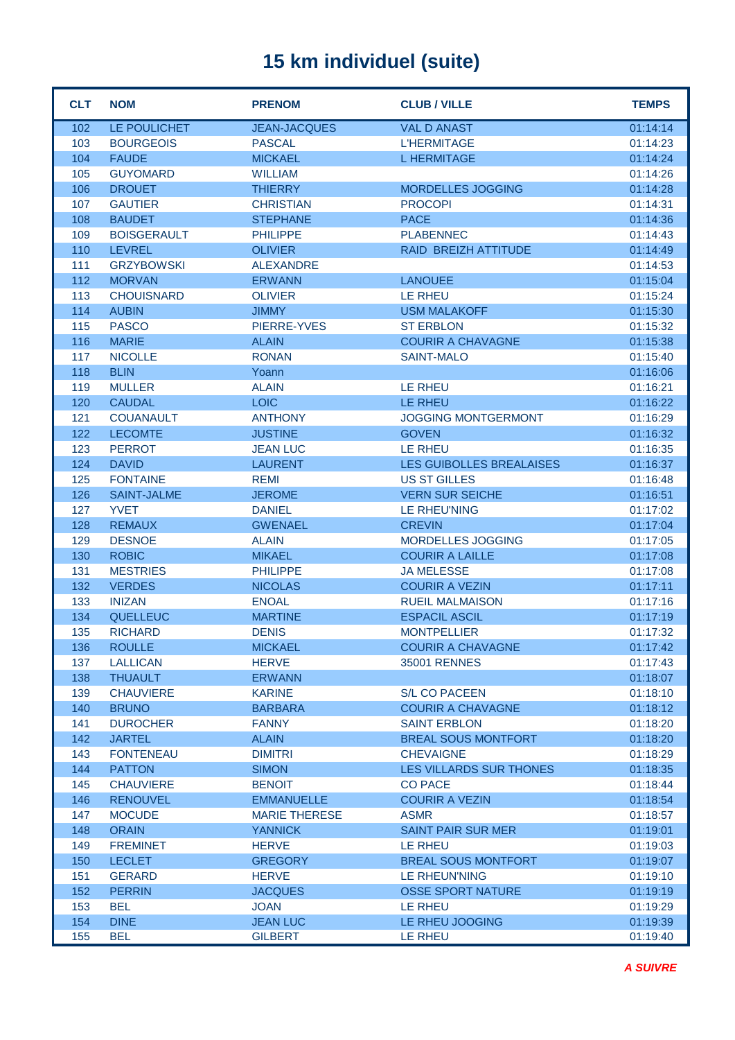# 15 km individuel (suite)

| CLT | NOM | PRENOM | CLUB / VILLE | TEMPS |
|---|---|---|---|---|
| 102 | LE POULICHET | JEAN-JACQUES | VAL D ANAST | 01:14:14 |
| 103 | BOURGEOIS | PASCAL | L'HERMITAGE | 01:14:23 |
| 104 | FAUDE | MICKAEL | L HERMITAGE | 01:14:24 |
| 105 | GUYOMARD | WILLIAM | | 01:14:26 |
| 106 | DROUET | THIERRY | MORDELLES JOGGING | 01:14:28 |
| 107 | GAUTIER | CHRISTIAN | PROCOPI | 01:14:31 |
| 108 | BAUDET | STEPHANE | PACE | 01:14:36 |
| 109 | BOISGERAULT | PHILIPPE | PLABENNEC | 01:14:43 |
| 110 | LEVREL | OLIVIER | RAID BREIZH ATTITUDE | 01:14:49 |
| 111 | GRZYBOWSKI | ALEXANDRE | | 01:14:53 |
| 112 | MORVAN | ERWANN | LANOUEE | 01:15:04 |
| 113 | CHOUISNARD | OLIVIER | LE RHEU | 01:15:24 |
| 114 | AUBIN | JIMMY | USM MALAKOFF | 01:15:30 |
| 115 | PASCO | PIERRE-YVES | ST ERBLON | 01:15:32 |
| 116 | MARIE | ALAIN | COURIR A CHAVAGNE | 01:15:38 |
| 117 | NICOLLE | RONAN | SAINT-MALO | 01:15:40 |
| 118 | BLIN | Yoann | | 01:16:06 |
| 119 | MULLER | ALAIN | LE RHEU | 01:16:21 |
| 120 | CAUDAL | LOIC | LE RHEU | 01:16:22 |
| 121 | COUANAULT | ANTHONY | JOGGING MONTGERMONT | 01:16:29 |
| 122 | LECOMTE | JUSTINE | GOVEN | 01:16:32 |
| 123 | PERROT | JEAN LUC | LE RHEU | 01:16:35 |
| 124 | DAVID | LAURENT | LES GUIBOLLES BREALAISES | 01:16:37 |
| 125 | FONTAINE | REMI | US ST GILLES | 01:16:48 |
| 126 | SAINT-JALME | JEROME | VERN SUR SEICHE | 01:16:51 |
| 127 | YVET | DANIEL | LE RHEU'NING | 01:17:02 |
| 128 | REMAUX | GWENAEL | CREVIN | 01:17:04 |
| 129 | DESNOE | ALAIN | MORDELLES JOGGING | 01:17:05 |
| 130 | ROBIC | MIKAEL | COURIR A LAILLE | 01:17:08 |
| 131 | MESTRIES | PHILIPPE | JA MELESSE | 01:17:08 |
| 132 | VERDES | NICOLAS | COURIR A VEZIN | 01:17:11 |
| 133 | INIZAN | ENOAL | RUEIL MALMAISON | 01:17:16 |
| 134 | QUELLEUC | MARTINE | ESPACIL ASCIL | 01:17:19 |
| 135 | RICHARD | DENIS | MONTPELLIER | 01:17:32 |
| 136 | ROULLE | MICKAEL | COURIR A CHAVAGNE | 01:17:42 |
| 137 | LALLICAN | HERVE | 35001 RENNES | 01:17:43 |
| 138 | THUAULT | ERWANN | | 01:18:07 |
| 139 | CHAUVIERE | KARINE | S/L CO PACEEN | 01:18:10 |
| 140 | BRUNO | BARBARA | COURIR A CHAVAGNE | 01:18:12 |
| 141 | DUROCHER | FANNY | SAINT ERBLON | 01:18:20 |
| 142 | JARTEL | ALAIN | BREAL SOUS MONTFORT | 01:18:20 |
| 143 | FONTENEAU | DIMITRI | CHEVAIGNE | 01:18:29 |
| 144 | PATTON | SIMON | LES VILLARDS SUR THONES | 01:18:35 |
| 145 | CHAUVIERE | BENOIT | CO PACE | 01:18:44 |
| 146 | RENOUVEL | EMMANUELLE | COURIR A VEZIN | 01:18:54 |
| 147 | MOCUDE | MARIE THERESE | ASMR | 01:18:57 |
| 148 | ORAIN | YANNICK | SAINT PAIR SUR MER | 01:19:01 |
| 149 | FREMINET | HERVE | LE RHEU | 01:19:03 |
| 150 | LECLET | GREGORY | BREAL SOUS MONTFORT | 01:19:07 |
| 151 | GERARD | HERVE | LE RHEUN'NING | 01:19:10 |
| 152 | PERRIN | JACQUES | OSSE SPORT NATURE | 01:19:19 |
| 153 | BEL | JOAN | LE RHEU | 01:19:29 |
| 154 | DINE | JEAN LUC | LE RHEU JOOGING | 01:19:39 |
| 155 | BEL | GILBERT | LE RHEU | 01:19:40 |

***A SUIVRE***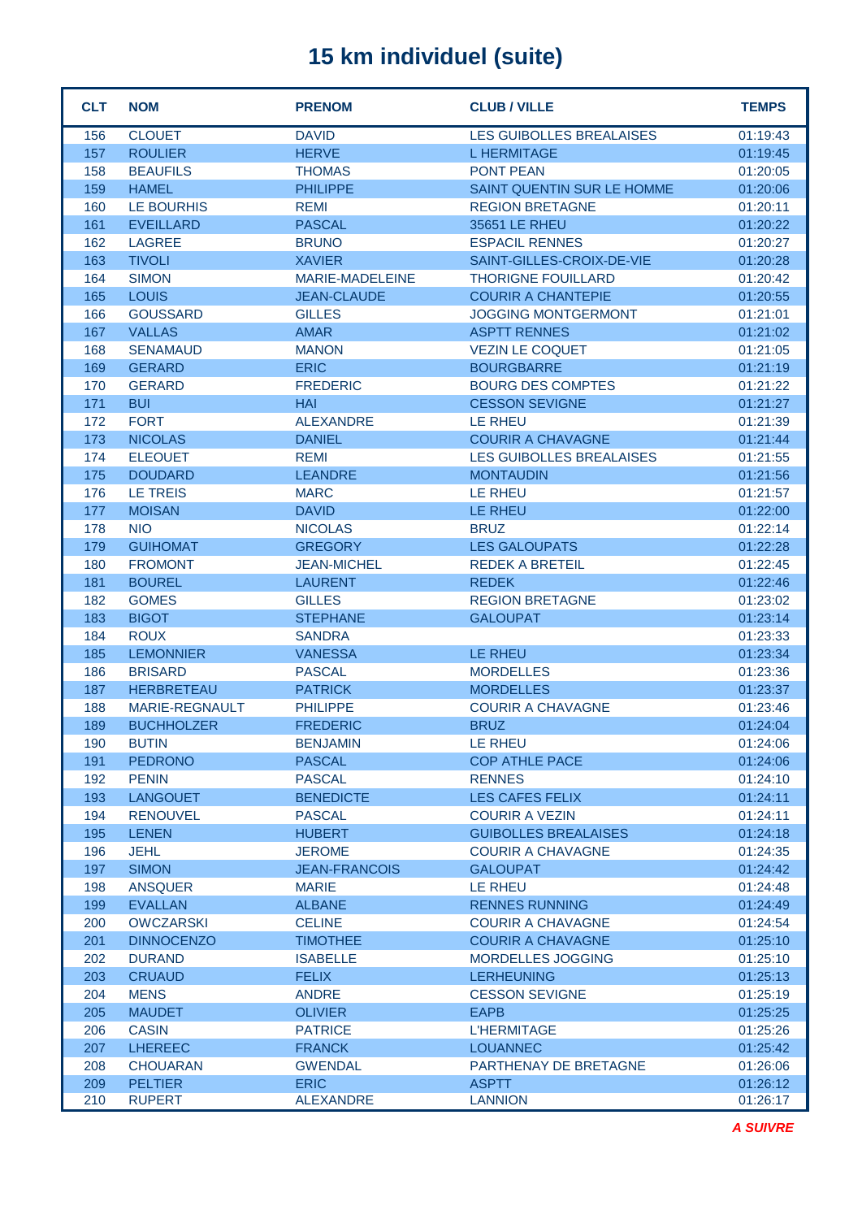# 15 km individuel (suite)

| CLT | NOM | PRENOM | CLUB / VILLE | TEMPS |
|---|---|---|---|---|
| 156 | CLOUET | DAVID | LES GUIBOLLES BREALAISES | 01:19:43 |
| 157 | ROULIER | HERVE | L HERMITAGE | 01:19:45 |
| 158 | BEAUFILS | THOMAS | PONT PEAN | 01:20:05 |
| 159 | HAMEL | PHILIPPE | SAINT QUENTIN SUR LE HOMME | 01:20:06 |
| 160 | LE BOURHIS | REMI | REGION BRETAGNE | 01:20:11 |
| 161 | EVEILLARD | PASCAL | 35651 LE RHEU | 01:20:22 |
| 162 | LAGREE | BRUNO | ESPACIL RENNES | 01:20:27 |
| 163 | TIVOLI | XAVIER | SAINT-GILLES-CROIX-DE-VIE | 01:20:28 |
| 164 | SIMON | MARIE-MADELEINE | THORIGNE FOUILLARD | 01:20:42 |
| 165 | LOUIS | JEAN-CLAUDE | COURIR A CHANTEPIE | 01:20:55 |
| 166 | GOUSSARD | GILLES | JOGGING MONTGERMONT | 01:21:01 |
| 167 | VALLAS | AMAR | ASPTT RENNES | 01:21:02 |
| 168 | SENAMAUD | MANON | VEZIN LE COQUET | 01:21:05 |
| 169 | GERARD | ERIC | BOURGBARRE | 01:21:19 |
| 170 | GERARD | FREDERIC | BOURG DES COMPTES | 01:21:22 |
| 171 | BUI | HAI | CESSON SEVIGNE | 01:21:27 |
| 172 | FORT | ALEXANDRE | LE RHEU | 01:21:39 |
| 173 | NICOLAS | DANIEL | COURIR A CHAVAGNE | 01:21:44 |
| 174 | ELEOUET | REMI | LES GUIBOLLES BREALAISES | 01:21:55 |
| 175 | DOUDARD | LEANDRE | MONTAUDIN | 01:21:56 |
| 176 | LE TREIS | MARC | LE RHEU | 01:21:57 |
| 177 | MOISAN | DAVID | LE RHEU | 01:22:00 |
| 178 | NIO | NICOLAS | BRUZ | 01:22:14 |
| 179 | GUIHOMAT | GREGORY | LES GALOUPATS | 01:22:28 |
| 180 | FROMONT | JEAN-MICHEL | REDEK A BRETEIL | 01:22:45 |
| 181 | BOUREL | LAURENT | REDEK | 01:22:46 |
| 182 | GOMES | GILLES | REGION BRETAGNE | 01:23:02 |
| 183 | BIGOT | STEPHANE | GALOUPAT | 01:23:14 |
| 184 | ROUX | SANDRA | | 01:23:33 |
| 185 | LEMONNIER | VANESSA | LE RHEU | 01:23:34 |
| 186 | BRISARD | PASCAL | MORDELLES | 01:23:36 |
| 187 | HERBRETEAU | PATRICK | MORDELLES | 01:23:37 |
| 188 | MARIE-REGNAULT | PHILIPPE | COURIR A CHAVAGNE | 01:23:46 |
| 189 | BUCHHOLZER | FREDERIC | BRUZ | 01:24:04 |
| 190 | BUTIN | BENJAMIN | LE RHEU | 01:24:06 |
| 191 | PEDRONO | PASCAL | COP ATHLE PACE | 01:24:06 |
| 192 | PENIN | PASCAL | RENNES | 01:24:10 |
| 193 | LANGOUET | BENEDICTE | LES CAFES FELIX | 01:24:11 |
| 194 | RENOUVEL | PASCAL | COURIR A VEZIN | 01:24:11 |
| 195 | LENEN | HUBERT | GUIBOLLES BREALAISES | 01:24:18 |
| 196 | JEHL | JEROME | COURIR A CHAVAGNE | 01:24:35 |
| 197 | SIMON | JEAN-FRANCOIS | GALOUPAT | 01:24:42 |
| 198 | ANSQUER | MARIE | LE RHEU | 01:24:48 |
| 199 | EVALLAN | ALBANE | RENNES RUNNING | 01:24:49 |
| 200 | OWCZARSKI | CELINE | COURIR A CHAVAGNE | 01:24:54 |
| 201 | DINNOCENZO | TIMOTHEE | COURIR A CHAVAGNE | 01:25:10 |
| 202 | DURAND | ISABELLE | MORDELLES JOGGING | 01:25:10 |
| 203 | CRUAUD | FELIX | LERHEUNING | 01:25:13 |
| 204 | MENS | ANDRE | CESSON SEVIGNE | 01:25:19 |
| 205 | MAUDET | OLIVIER | EAPB | 01:25:25 |
| 206 | CASIN | PATRICE | L'HERMITAGE | 01:25:26 |
| 207 | LHEREEC | FRANCK | LOUANNEC | 01:25:42 |
| 208 | CHOUARAN | GWENDAL | PARTHENAY DE BRETAGNE | 01:26:06 |
| 209 | PELTIER | ERIC | ASPTT | 01:26:12 |
| 210 | RUPERT | ALEXANDRE | LANNION | 01:26:17 |

*A SUIVRE*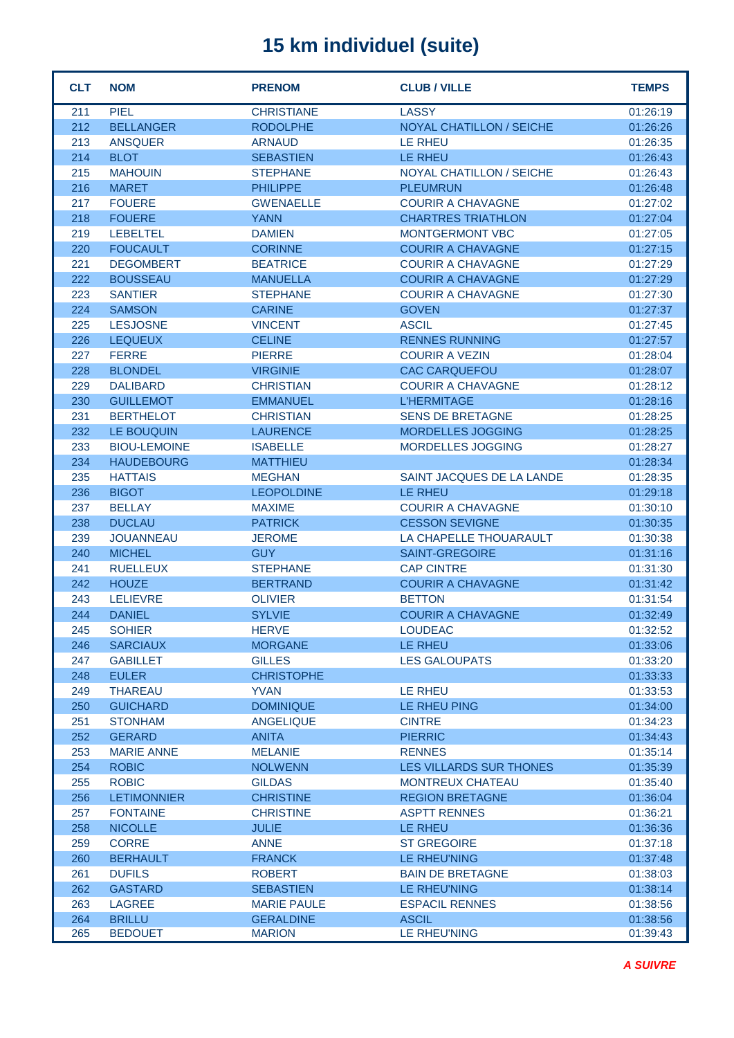# 15 km individuel (suite)

| CLT | NOM | PRENOM | CLUB / VILLE | TEMPS |
|---|---|---|---|---|
| 211 | PIEL | CHRISTIANE | LASSY | 01:26:19 |
| 212 | BELLANGER | RODOLPHE | NOYAL CHATILLON / SEICHE | 01:26:26 |
| 213 | ANSQUER | ARNAUD | LE RHEU | 01:26:35 |
| 214 | BLOT | SEBASTIEN | LE RHEU | 01:26:43 |
| 215 | MAHOUIN | STEPHANE | NOYAL CHATILLON / SEICHE | 01:26:43 |
| 216 | MARET | PHILIPPE | PLEUMRUN | 01:26:48 |
| 217 | FOUERE | GWENAELLE | COURIR A CHAVAGNE | 01:27:02 |
| 218 | FOUERE | YANN | CHARTRES TRIATHLON | 01:27:04 |
| 219 | LEBELTEL | DAMIEN | MONTGERMONT VBC | 01:27:05 |
| 220 | FOUCAULT | CORINNE | COURIR A CHAVAGNE | 01:27:15 |
| 221 | DEGOMBERT | BEATRICE | COURIR A CHAVAGNE | 01:27:29 |
| 222 | BOUSSEAU | MANUELLA | COURIR A CHAVAGNE | 01:27:29 |
| 223 | SANTIER | STEPHANE | COURIR A CHAVAGNE | 01:27:30 |
| 224 | SAMSON | CARINE | GOVEN | 01:27:37 |
| 225 | LESJOSNE | VINCENT | ASCIL | 01:27:45 |
| 226 | LEQUEUX | CELINE | RENNES RUNNING | 01:27:57 |
| 227 | FERRE | PIERRE | COURIR A VEZIN | 01:28:04 |
| 228 | BLONDEL | VIRGINIE | CAC CARQUEFOU | 01:28:07 |
| 229 | DALIBARD | CHRISTIAN | COURIR A CHAVAGNE | 01:28:12 |
| 230 | GUILLEMOT | EMMANUEL | L'HERMITAGE | 01:28:16 |
| 231 | BERTHELOT | CHRISTIAN | SENS DE BRETAGNE | 01:28:25 |
| 232 | LE BOUQUIN | LAURENCE | MORDELLES JOGGING | 01:28:25 |
| 233 | BIOU-LEMOINE | ISABELLE | MORDELLES JOGGING | 01:28:27 |
| 234 | HAUDEBOURG | MATTHIEU | | 01:28:34 |
| 235 | HATTAIS | MEGHAN | SAINT JACQUES DE LA LANDE | 01:28:35 |
| 236 | BIGOT | LEOPOLDINE | LE RHEU | 01:29:18 |
| 237 | BELLAY | MAXIME | COURIR A CHAVAGNE | 01:30:10 |
| 238 | DUCLAU | PATRICK | CESSON SEVIGNE | 01:30:35 |
| 239 | JOUANNEAU | JEROME | LA CHAPELLE THOUARAULT | 01:30:38 |
| 240 | MICHEL | GUY | SAINT-GREGOIRE | 01:31:16 |
| 241 | RUELLEUX | STEPHANE | CAP CINTRE | 01:31:30 |
| 242 | HOUZE | BERTRAND | COURIR A CHAVAGNE | 01:31:42 |
| 243 | LELIEVRE | OLIVIER | BETTON | 01:31:54 |
| 244 | DANIEL | SYLVIE | COURIR A CHAVAGNE | 01:32:49 |
| 245 | SOHIER | HERVE | LOUDEAC | 01:32:52 |
| 246 | SARCIAUX | MORGANE | LE RHEU | 01:33:06 |
| 247 | GABILLET | GILLES | LES GALOUPATS | 01:33:20 |
| 248 | EULER | CHRISTOPHE | | 01:33:33 |
| 249 | THAREAU | YVAN | LE RHEU | 01:33:53 |
| 250 | GUICHARD | DOMINIQUE | LE RHEU PING | 01:34:00 |
| 251 | STONHAM | ANGELIQUE | CINTRE | 01:34:23 |
| 252 | GERARD | ANITA | PIERRIC | 01:34:43 |
| 253 | MARIE ANNE | MELANIE | RENNES | 01:35:14 |
| 254 | ROBIC | NOLWENN | LES VILLARDS SUR THONES | 01:35:39 |
| 255 | ROBIC | GILDAS | MONTREUX CHATEAU | 01:35:40 |
| 256 | LETIMONNIER | CHRISTINE | REGION BRETAGNE | 01:36:04 |
| 257 | FONTAINE | CHRISTINE | ASPTT RENNES | 01:36:21 |
| 258 | NICOLLE | JULIE | LE RHEU | 01:36:36 |
| 259 | CORRE | ANNE | ST GREGOIRE | 01:37:18 |
| 260 | BERHAULT | FRANCK | LE RHEU'NING | 01:37:48 |
| 261 | DUFILS | ROBERT | BAIN DE BRETAGNE | 01:38:03 |
| 262 | GASTARD | SEBASTIEN | LE RHEU'NING | 01:38:14 |
| 263 | LAGREE | MARIE PAULE | ESPACIL RENNES | 01:38:56 |
| 264 | BRILLU | GERALDINE | ASCIL | 01:38:56 |
| 265 | BEDOUET | MARION | LE RHEU'NING | 01:39:43 |

***A SUIVRE***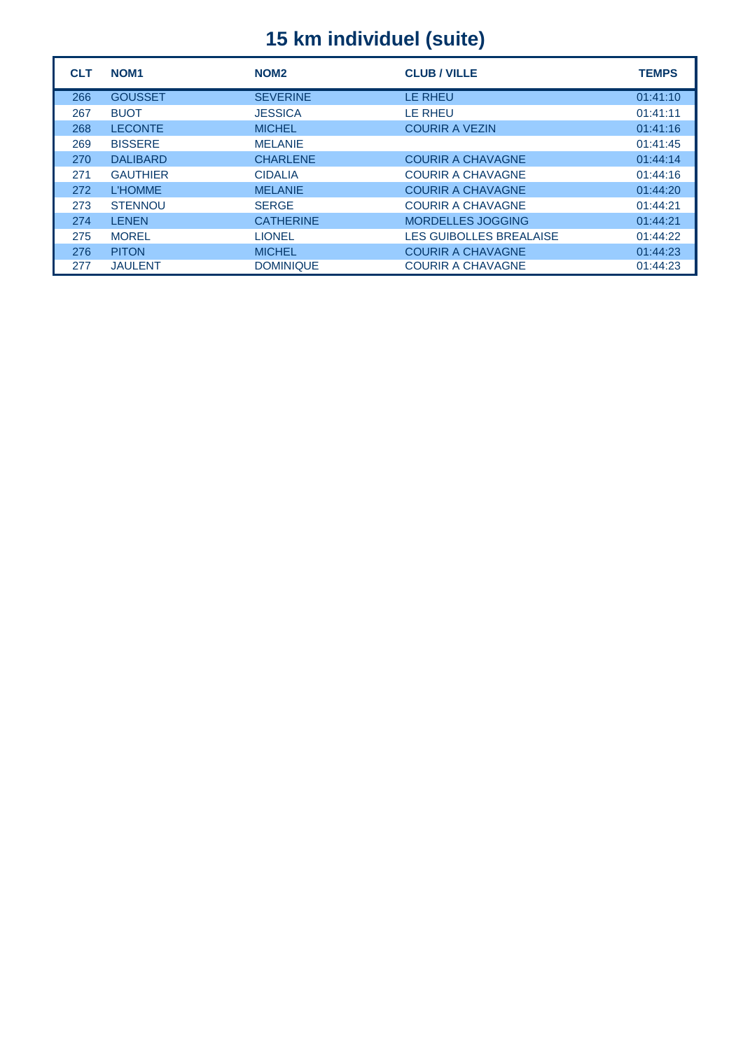# 15 km individuel (suite)

| CLT | NOM1 | NOM2 | CLUB / VILLE | TEMPS |
|---|---|---|---|---|
| 266 | GOUSSET | SEVERINE | LE RHEU | 01:41:10 |
| 267 | BUOT | JESSICA | LE RHEU | 01:41:11 |
| 268 | LECONTE | MICHEL | COURIR A VEZIN | 01:41:16 |
| 269 | BISSERE | MELANIE | | 01:41:45 |
| 270 | DALIBARD | CHARLENE | COURIR A CHAVAGNE | 01:44:14 |
| 271 | GAUTHIER | CIDALIA | COURIR A CHAVAGNE | 01:44:16 |
| 272 | L'HOMME | MELANIE | COURIR A CHAVAGNE | 01:44:20 |
| 273 | STENNOU | SERGE | COURIR A CHAVAGNE | 01:44:21 |
| 274 | LENEN | CATHERINE | MORDELLES JOGGING | 01:44:21 |
| 275 | MOREL | LIONEL | LES GUIBOLLES BREALAISE | 01:44:22 |
| 276 | PITON | MICHEL | COURIR A CHAVAGNE | 01:44:23 |
| 277 | JAULENT | DOMINIQUE | COURIR A CHAVAGNE | 01:44:23 |